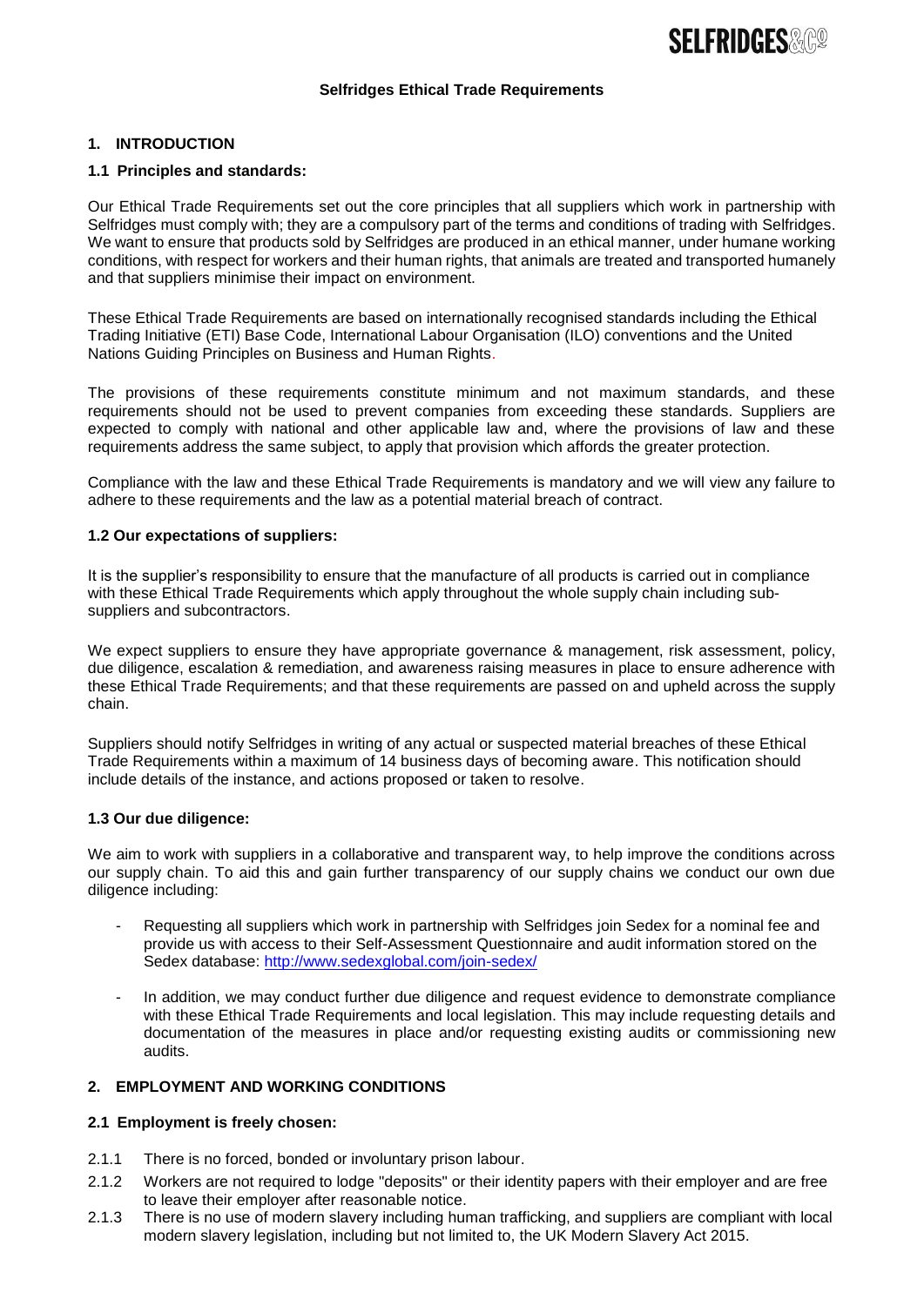# Selfridges Ethical Trade Requirements

## 1. INTRODUCTION

### 1.1 Principles and standards:

Our Ethical Trade Requirements set out the core principles that all suppliers which work in partnership with Selfridges must comply with; they are a compulsory part of the terms and conditions of trading with Selfridges. We want to ensure that products sold by Selfridges are produced in an ethical manner, under humane working conditions, with respect for workers and their human rights, that animals are treated and transported humanely and that suppliers minimise their impact on environment.

These Ethical Trade Requirements are based on internationally recognised standards including the Ethical Trading Initiative (ETI) Base Code, International Labour Organisation (ILO) conventions and the United Nations Guiding Principles on Business and Human Rights.

The provisions of these requirements constitute minimum and not maximum standards, and these requirements should not be used to prevent companies from exceeding these standards. Suppliers are expected to comply with national and other applicable law and, where the provisions of law and these requirements address the same subject, to apply that provision which affords the greater protection.

Compliance with the law and these Ethical Trade Requirements is mandatory and we will view any failure to adhere to these requirements and the law as a potential material breach of contract.

### 1.2 Our expectations of suppliers:

It is the supplier's responsibility to ensure that the manufacture of all products is carried out in compliance with these Ethical Trade Requirements which apply throughout the whole supply chain including sub-suppliers and subcontractors.

We expect suppliers to ensure they have appropriate governance & management, risk assessment, policy, due diligence, escalation & remediation, and awareness raising measures in place to ensure adherence with these Ethical Trade Requirements; and that these requirements are passed on and upheld across the supply chain.

Suppliers should notify Selfridges in writing of any actual or suspected material breaches of these Ethical Trade Requirements within a maximum of 14 business days of becoming aware. This notification should include details of the instance, and actions proposed or taken to resolve.

### 1.3 Our due diligence:

We aim to work with suppliers in a collaborative and transparent way, to help improve the conditions across our supply chain. To aid this and gain further transparency of our supply chains we conduct our own due diligence including:

- Requesting all suppliers which work in partnership with Selfridges join Sedex for a nominal fee and provide us with access to their Self-Assessment Questionnaire and audit information stored on the Sedex database: http://www.sedexglobal.com/join-sedex/
- In addition, we may conduct further due diligence and request evidence to demonstrate compliance with these Ethical Trade Requirements and local legislation. This may include requesting details and documentation of the measures in place and/or requesting existing audits or commissioning new audits.

## 2. EMPLOYMENT AND WORKING CONDITIONS

### 2.1 Employment is freely chosen:

2.1.1 There is no forced, bonded or involuntary prison labour.

2.1.2 Workers are not required to lodge "deposits" or their identity papers with their employer and are free to leave their employer after reasonable notice.

2.1.3 There is no use of modern slavery including human trafficking, and suppliers are compliant with local modern slavery legislation, including but not limited to, the UK Modern Slavery Act 2015.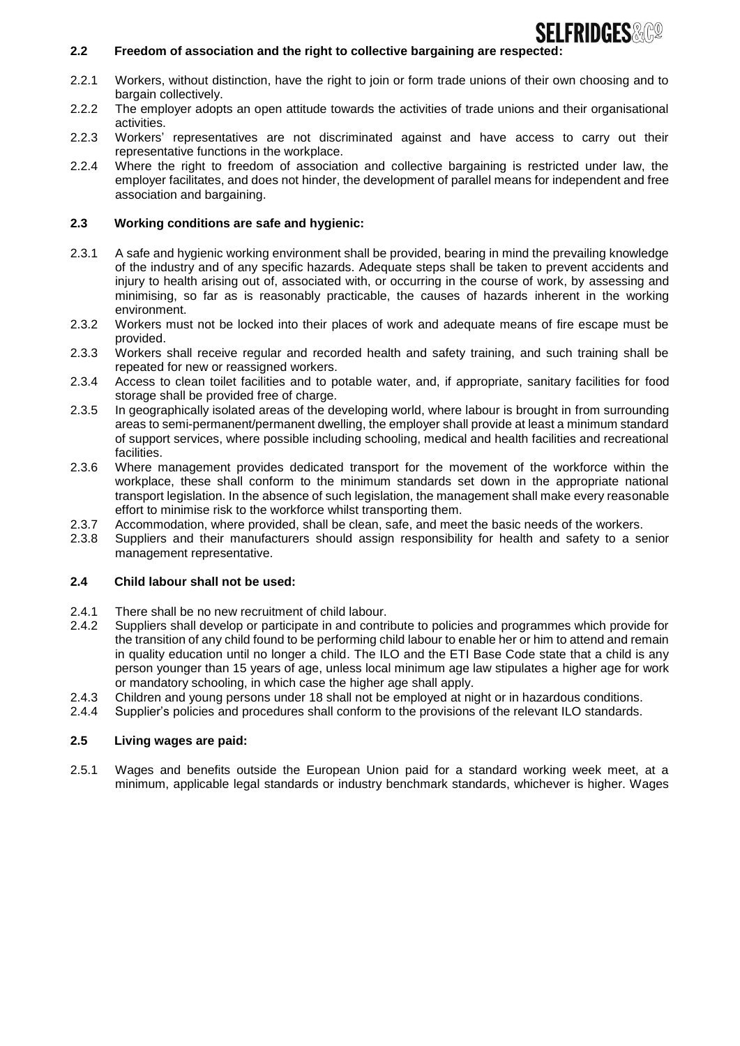### 2.2 Freedom of association and the right to collective bargaining are respected:

2.2.1 Workers, without distinction, have the right to join or form trade unions of their own choosing and to bargain collectively.

2.2.2 The employer adopts an open attitude towards the activities of trade unions and their organisational activities.

2.2.3 Workers' representatives are not discriminated against and have access to carry out their representative functions in the workplace.

2.2.4 Where the right to freedom of association and collective bargaining is restricted under law, the employer facilitates, and does not hinder, the development of parallel means for independent and free association and bargaining.

### 2.3 Working conditions are safe and hygienic:

2.3.1 A safe and hygienic working environment shall be provided, bearing in mind the prevailing knowledge of the industry and of any specific hazards. Adequate steps shall be taken to prevent accidents and injury to health arising out of, associated with, or occurring in the course of work, by assessing and minimising, so far as is reasonably practicable, the causes of hazards inherent in the working environment.

2.3.2 Workers must not be locked into their places of work and adequate means of fire escape must be provided.

2.3.3 Workers shall receive regular and recorded health and safety training, and such training shall be repeated for new or reassigned workers.

2.3.4 Access to clean toilet facilities and to potable water, and, if appropriate, sanitary facilities for food storage shall be provided free of charge.

2.3.5 In geographically isolated areas of the developing world, where labour is brought in from surrounding areas to semi-permanent/permanent dwelling, the employer shall provide at least a minimum standard of support services, where possible including schooling, medical and health facilities and recreational facilities.

2.3.6 Where management provides dedicated transport for the movement of the workforce within the workplace, these shall conform to the minimum standards set down in the appropriate national transport legislation. In the absence of such legislation, the management shall make every reasonable effort to minimise risk to the workforce whilst transporting them.

2.3.7 Accommodation, where provided, shall be clean, safe, and meet the basic needs of the workers.

2.3.8 Suppliers and their manufacturers should assign responsibility for health and safety to a senior management representative.

### 2.4 Child labour shall not be used:

2.4.1 There shall be no new recruitment of child labour.

2.4.2 Suppliers shall develop or participate in and contribute to policies and programmes which provide for the transition of any child found to be performing child labour to enable her or him to attend and remain in quality education until no longer a child. The ILO and the ETI Base Code state that a child is any person younger than 15 years of age, unless local minimum age law stipulates a higher age for work or mandatory schooling, in which case the higher age shall apply.

2.4.3 Children and young persons under 18 shall not be employed at night or in hazardous conditions.

2.4.4 Supplier's policies and procedures shall conform to the provisions of the relevant ILO standards.

### 2.5 Living wages are paid:

2.5.1 Wages and benefits outside the European Union paid for a standard working week meet, at a minimum, applicable legal standards or industry benchmark standards, whichever is higher. Wages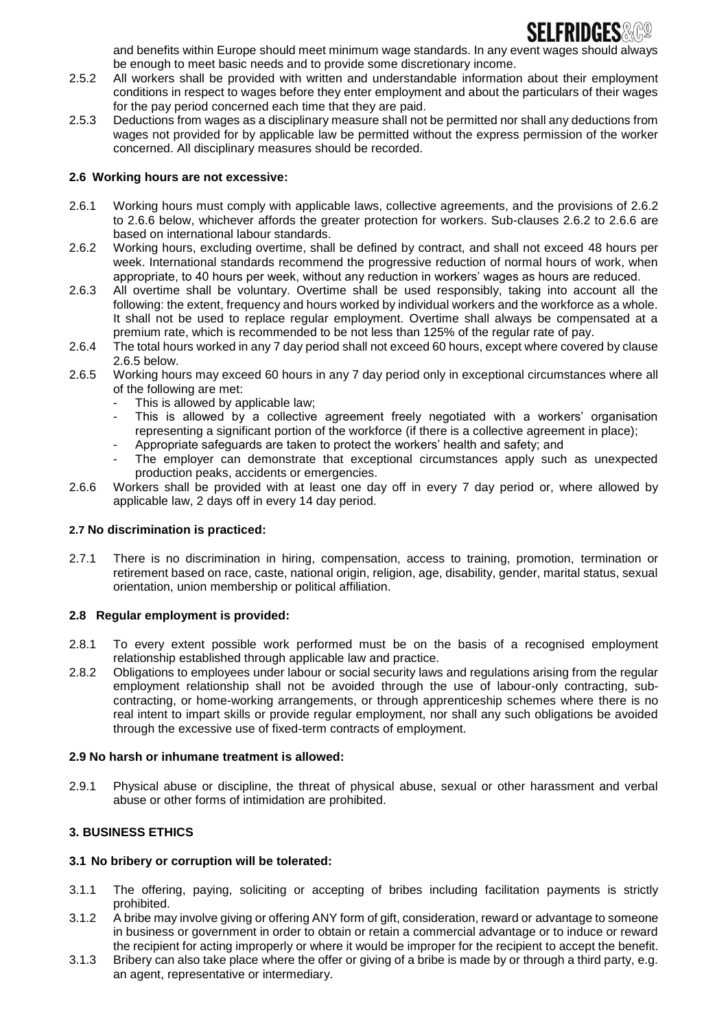and benefits within Europe should meet minimum wage standards. In any event wages should always be enough to meet basic needs and to provide some discretionary income.

2.5.2 All workers shall be provided with written and understandable information about their employment conditions in respect to wages before they enter employment and about the particulars of their wages for the pay period concerned each time that they are paid.

2.5.3 Deductions from wages as a disciplinary measure shall not be permitted nor shall any deductions from wages not provided for by applicable law be permitted without the express permission of the worker concerned. All disciplinary measures should be recorded.

**2.6 Working hours are not excessive:**

2.6.1 Working hours must comply with applicable laws, collective agreements, and the provisions of 2.6.2 to 2.6.6 below, whichever affords the greater protection for workers. Sub-clauses 2.6.2 to 2.6.6 are based on international labour standards.

2.6.2 Working hours, excluding overtime, shall be defined by contract, and shall not exceed 48 hours per week. International standards recommend the progressive reduction of normal hours of work, when appropriate, to 40 hours per week, without any reduction in workers' wages as hours are reduced.

2.6.3 All overtime shall be voluntary. Overtime shall be used responsibly, taking into account all the following: the extent, frequency and hours worked by individual workers and the workforce as a whole. It shall not be used to replace regular employment. Overtime shall always be compensated at a premium rate, which is recommended to be not less than 125% of the regular rate of pay.

2.6.4 The total hours worked in any 7 day period shall not exceed 60 hours, except where covered by clause 2.6.5 below.

2.6.5 Working hours may exceed 60 hours in any 7 day period only in exceptional circumstances where all of the following are met:

- This is allowed by applicable law;
- This is allowed by a collective agreement freely negotiated with a workers' organisation representing a significant portion of the workforce (if there is a collective agreement in place);
- Appropriate safeguards are taken to protect the workers' health and safety; and
- The employer can demonstrate that exceptional circumstances apply such as unexpected production peaks, accidents or emergencies.

2.6.6 Workers shall be provided with at least one day off in every 7 day period or, where allowed by applicable law, 2 days off in every 14 day period.

**2.7 No discrimination is practiced:**

2.7.1 There is no discrimination in hiring, compensation, access to training, promotion, termination or retirement based on race, caste, national origin, religion, age, disability, gender, marital status, sexual orientation, union membership or political affiliation.

**2.8 Regular employment is provided:**

2.8.1 To every extent possible work performed must be on the basis of a recognised employment relationship established through applicable law and practice.

2.8.2 Obligations to employees under labour or social security laws and regulations arising from the regular employment relationship shall not be avoided through the use of labour-only contracting, sub-contracting, or home-working arrangements, or through apprenticeship schemes where there is no real intent to impart skills or provide regular employment, nor shall any such obligations be avoided through the excessive use of fixed-term contracts of employment.

**2.9 No harsh or inhumane treatment is allowed:**

2.9.1 Physical abuse or discipline, the threat of physical abuse, sexual or other harassment and verbal abuse or other forms of intimidation are prohibited.

## 3. BUSINESS ETHICS

**3.1 No bribery or corruption will be tolerated:**

3.1.1 The offering, paying, soliciting or accepting of bribes including facilitation payments is strictly prohibited.

3.1.2 A bribe may involve giving or offering ANY form of gift, consideration, reward or advantage to someone in business or government in order to obtain or retain a commercial advantage or to induce or reward the recipient for acting improperly or where it would be improper for the recipient to accept the benefit.

3.1.3 Bribery can also take place where the offer or giving of a bribe is made by or through a third party, e.g. an agent, representative or intermediary.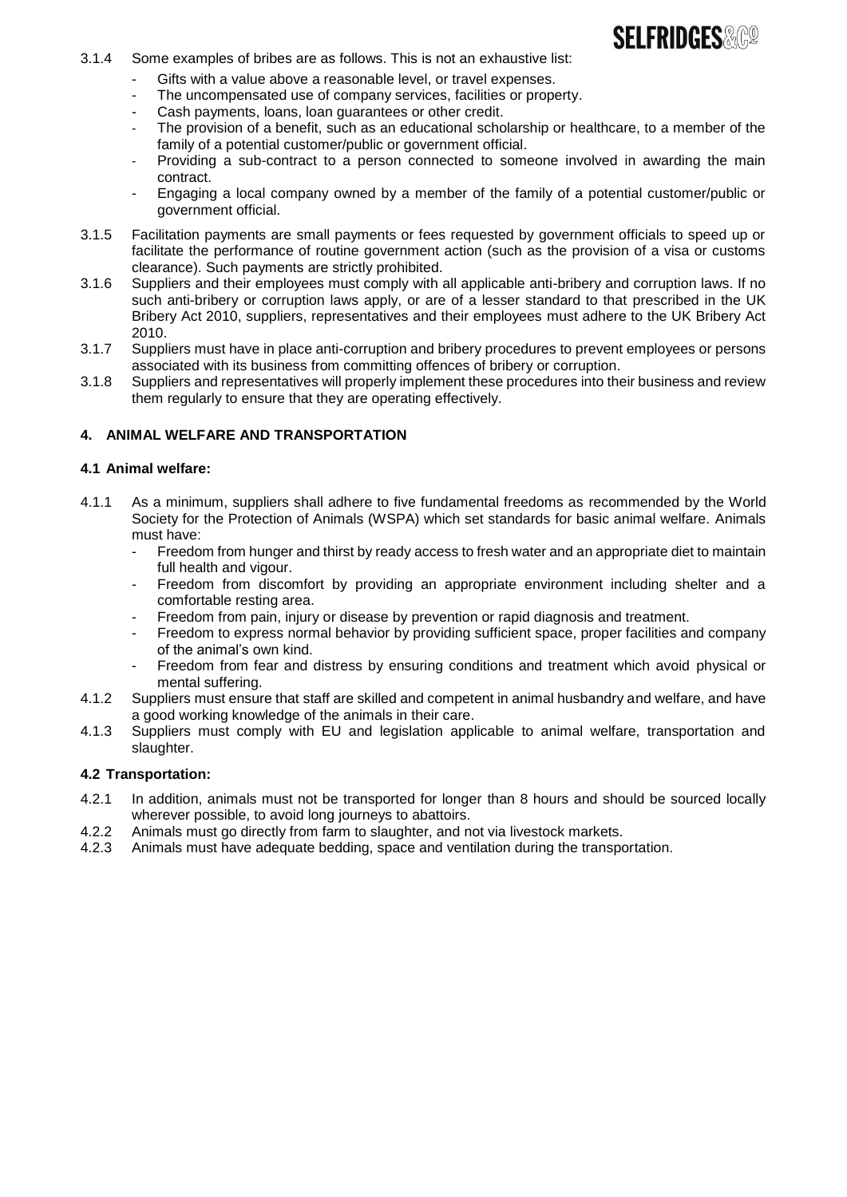3.1.4 Some examples of bribes are as follows. This is not an exhaustive list:

- Gifts with a value above a reasonable level, or travel expenses.
- The uncompensated use of company services, facilities or property.
- Cash payments, loans, loan guarantees or other credit.
- The provision of a benefit, such as an educational scholarship or healthcare, to a member of the family of a potential customer/public or government official.
- Providing a sub-contract to a person connected to someone involved in awarding the main contract.
- Engaging a local company owned by a member of the family of a potential customer/public or government official.

3.1.5 Facilitation payments are small payments or fees requested by government officials to speed up or facilitate the performance of routine government action (such as the provision of a visa or customs clearance). Such payments are strictly prohibited.

3.1.6 Suppliers and their employees must comply with all applicable anti-bribery and corruption laws. If no such anti-bribery or corruption laws apply, or are of a lesser standard to that prescribed in the UK Bribery Act 2010, suppliers, representatives and their employees must adhere to the UK Bribery Act 2010.

3.1.7 Suppliers must have in place anti-corruption and bribery procedures to prevent employees or persons associated with its business from committing offences of bribery or corruption.

3.1.8 Suppliers and representatives will properly implement these procedures into their business and review them regularly to ensure that they are operating effectively.

## 4. ANIMAL WELFARE AND TRANSPORTATION

### 4.1 Animal welfare:

4.1.1 As a minimum, suppliers shall adhere to five fundamental freedoms as recommended by the World Society for the Protection of Animals (WSPA) which set standards for basic animal welfare. Animals must have:

- Freedom from hunger and thirst by ready access to fresh water and an appropriate diet to maintain full health and vigour.
- Freedom from discomfort by providing an appropriate environment including shelter and a comfortable resting area.
- Freedom from pain, injury or disease by prevention or rapid diagnosis and treatment.
- Freedom to express normal behavior by providing sufficient space, proper facilities and company of the animal's own kind.
- Freedom from fear and distress by ensuring conditions and treatment which avoid physical or mental suffering.

4.1.2 Suppliers must ensure that staff are skilled and competent in animal husbandry and welfare, and have a good working knowledge of the animals in their care.

4.1.3 Suppliers must comply with EU and legislation applicable to animal welfare, transportation and slaughter.

### 4.2 Transportation:

4.2.1 In addition, animals must not be transported for longer than 8 hours and should be sourced locally wherever possible, to avoid long journeys to abattoirs.

4.2.2 Animals must go directly from farm to slaughter, and not via livestock markets.

4.2.3 Animals must have adequate bedding, space and ventilation during the transportation.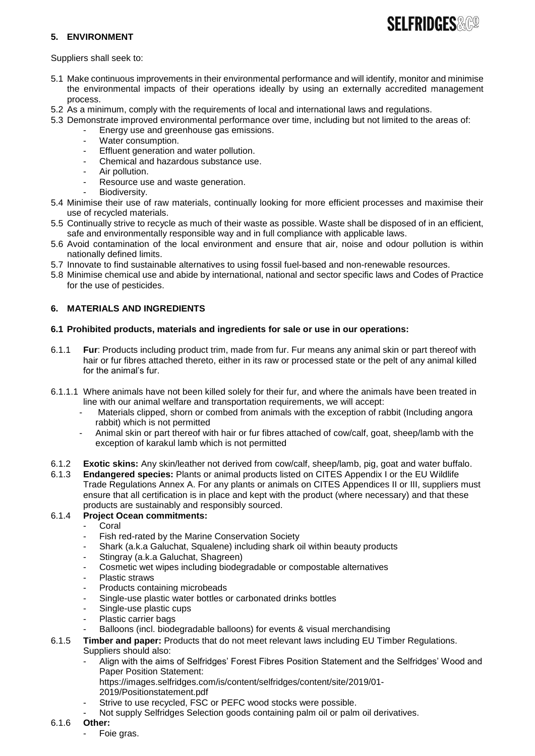## 5. ENVIRONMENT

Suppliers shall seek to:

5.1 Make continuous improvements in their environmental performance and will identify, monitor and minimise the environmental impacts of their operations ideally by using an externally accredited management process.

5.2 As a minimum, comply with the requirements of local and international laws and regulations.

5.3 Demonstrate improved environmental performance over time, including but not limited to the areas of:

- Energy use and greenhouse gas emissions.
- Water consumption.
- Effluent generation and water pollution.
- Chemical and hazardous substance use.
- Air pollution.
- Resource use and waste generation.
- Biodiversity.

5.4 Minimise their use of raw materials, continually looking for more efficient processes and maximise their use of recycled materials.

5.5 Continually strive to recycle as much of their waste as possible. Waste shall be disposed of in an efficient, safe and environmentally responsible way and in full compliance with applicable laws.

5.6 Avoid contamination of the local environment and ensure that air, noise and odour pollution is within nationally defined limits.

5.7 Innovate to find sustainable alternatives to using fossil fuel-based and non-renewable resources.

5.8 Minimise chemical use and abide by international, national and sector specific laws and Codes of Practice for the use of pesticides.

## 6. MATERIALS AND INGREDIENTS

### 6.1 Prohibited products, materials and ingredients for sale or use in our operations:

6.1.1 **Fur**: Products including product trim, made from fur. Fur means any animal skin or part thereof with hair or fur fibres attached thereto, either in its raw or processed state or the pelt of any animal killed for the animal's fur.

6.1.1.1 Where animals have not been killed solely for their fur, and where the animals have been treated in line with our animal welfare and transportation requirements, we will accept:

- Materials clipped, shorn or combed from animals with the exception of rabbit (Including angora rabbit) which is not permitted
- Animal skin or part thereof with hair or fur fibres attached of cow/calf, goat, sheep/lamb with the exception of karakul lamb which is not permitted

6.1.2 **Exotic skins:** Any skin/leather not derived from cow/calf, sheep/lamb, pig, goat and water buffalo.

6.1.3 **Endangered species:** Plants or animal products listed on CITES Appendix I or the EU Wildlife Trade Regulations Annex A. For any plants or animals on CITES Appendices II or III, suppliers must ensure that all certification is in place and kept with the product (where necessary) and that these products are sustainably and responsibly sourced.

6.1.4 **Project Ocean commitments:**

- Coral
- Fish red-rated by the Marine Conservation Society
- Shark (a.k.a Galuchat, Squalene) including shark oil within beauty products
- Stingray (a.k.a Galuchat, Shagreen)
- Cosmetic wet wipes including biodegradable or compostable alternatives
- Plastic straws
- Products containing microbeads
- Single-use plastic water bottles or carbonated drinks bottles
- Single-use plastic cups
- Plastic carrier bags
- Balloons (incl. biodegradable balloons) for events & visual merchandising

6.1.5 **Timber and paper:** Products that do not meet relevant laws including EU Timber Regulations. Suppliers should also:

- Align with the aims of Selfridges' Forest Fibres Position Statement and the Selfridges' Wood and Paper Position Statement: https://images.selfridges.com/is/content/selfridges/content/site/2019/01-2019/Positionstatement.pdf
- Strive to use recycled, FSC or PEFC wood stocks were possible.
- Not supply Selfridges Selection goods containing palm oil or palm oil derivatives.

6.1.6 **Other:**

- Foie gras.